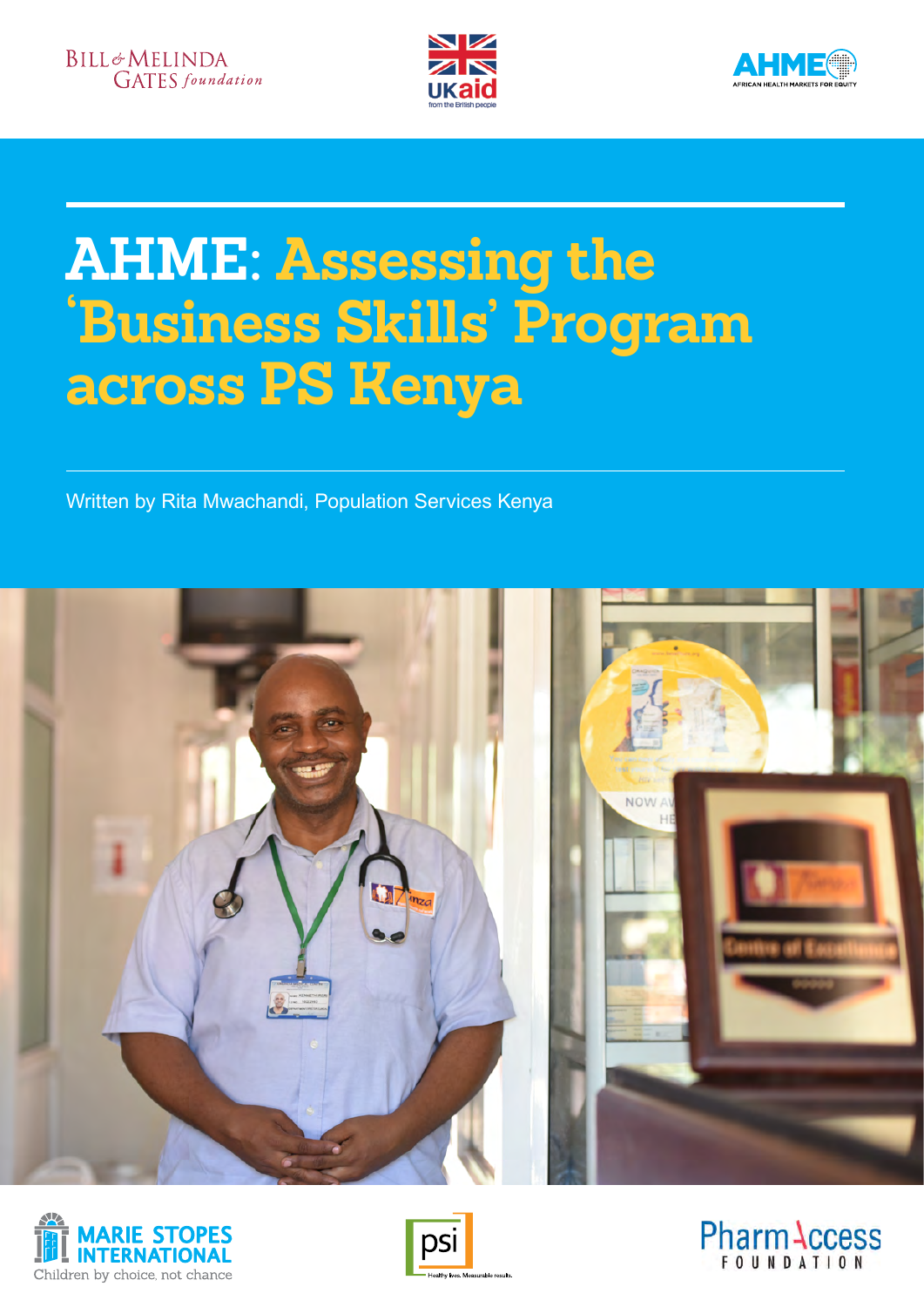# AHME: Assessing the 'Business Skills' Program across PS Kenya

Written by Rita Mwachandi, Population Services Kenya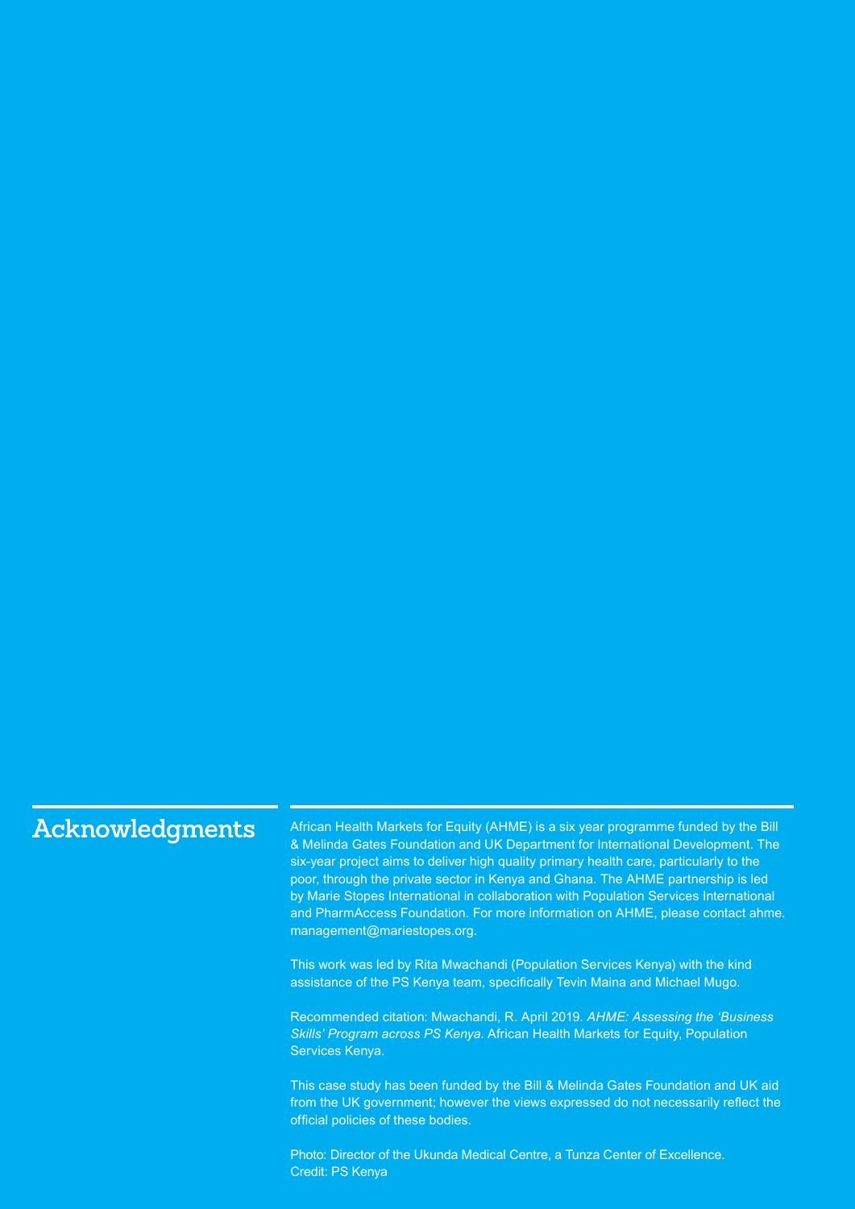## Acknowledgments

African Health Markets for Equity (AHME) is a six year programme funded by the Bill & Melinda Gates Foundation and UK Department for International Development. The six-year project aims to deliver high quality primary health care, particularly to the poor, through the private sector in Kenya and Ghana. The AHME partnership is led by Marie Stopes International in collaboration with Population Services International and PharmAccess Foundation. For more information on AHME, please contact ahme.management@mariestopes.org.

This work was led by Rita Mwachandi (Population Services Kenya) with the kind assistance of the PS Kenya team, specifically Tevin Maina and Michael Mugo.

Recommended citation: Mwachandi, R. April 2019. *AHME: Assessing the 'Business Skills' Program across PS Kenya*. African Health Markets for Equity, Population Services Kenya.

This case study has been funded by the Bill & Melinda Gates Foundation and UK aid from the UK government; however the views expressed do not necessarily reflect the official policies of these bodies.

Photo: Director of the Ukunda Medical Centre, a Tunza Center of Excellence.
Credit: PS Kenya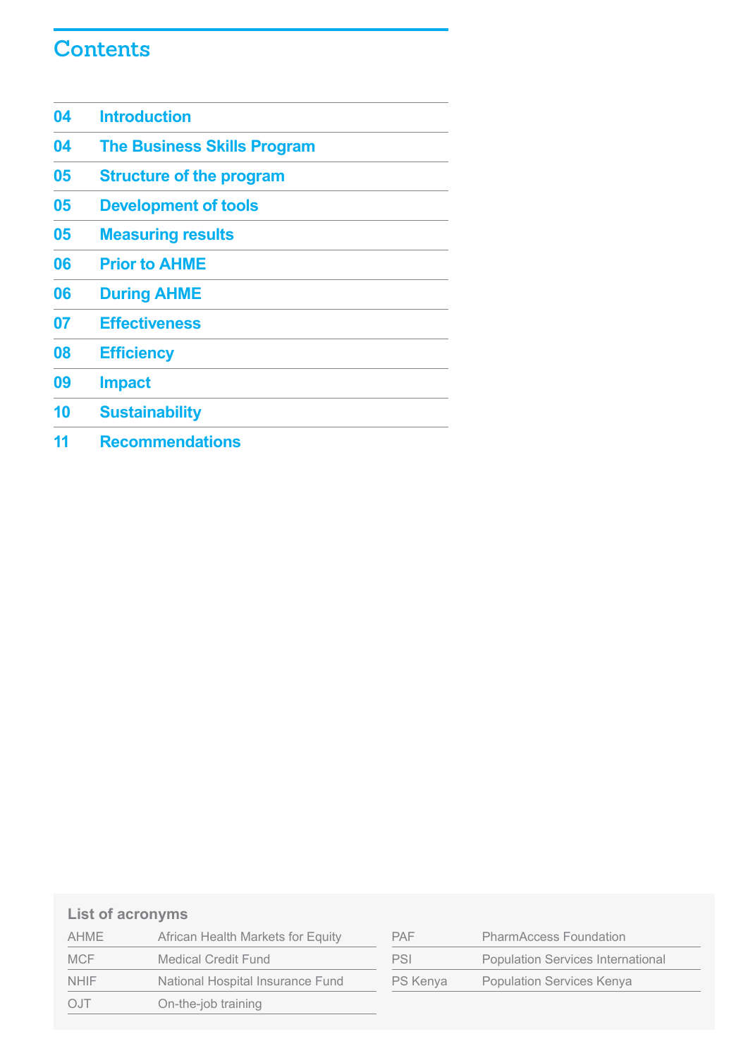# Contents

| | |
|---|---|
| 04 | Introduction |
| 04 | The Business Skills Program |
| 05 | Structure of the program |
| 05 | Development of tools |
| 05 | Measuring results |
| 06 | Prior to AHME |
| 06 | During AHME |
| 07 | Effectiveness |
| 08 | Efficiency |
| 09 | Impact |
| 10 | Sustainability |
| 11 | Recommendations |

### List of acronyms

| | |
|---|---|
| AHME | African Health Markets for Equity |
| MCF | Medical Credit Fund |
| NHIF | National Hospital Insurance Fund |
| OJT | On-the-job training |
| PAF | PharmAccess Foundation |
| PSI | Population Services International |
| PS Kenya | Population Services Kenya |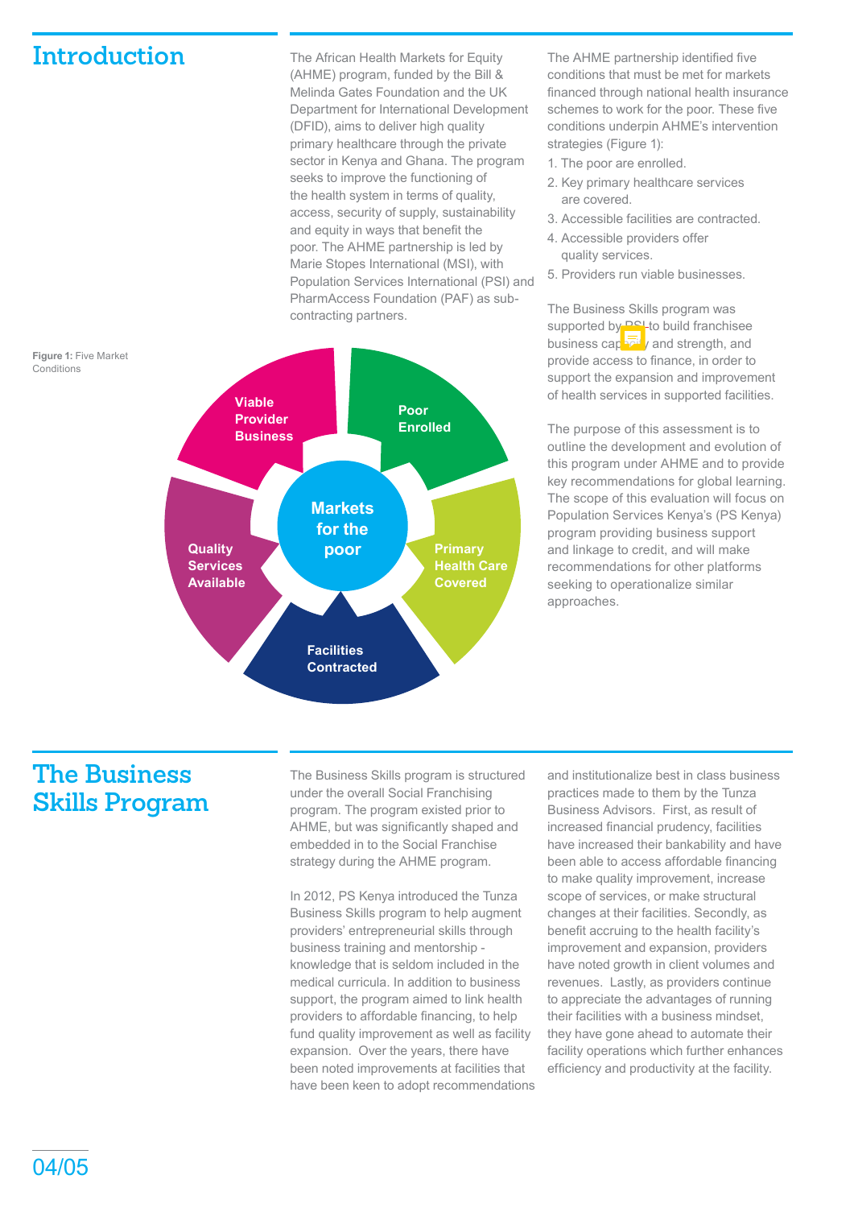# Introduction

The African Health Markets for Equity (AHME) program, funded by the Bill & Melinda Gates Foundation and the UK Department for International Development (DFID), aims to deliver high quality primary healthcare through the private sector in Kenya and Ghana. The program seeks to improve the functioning of the health system in terms of quality, access, security of supply, sustainability and equity in ways that benefit the poor. The AHME partnership is led by Marie Stopes International (MSI), with Population Services International (PSI) and PharmAccess Foundation (PAF) as sub-contracting partners.

The AHME partnership identified five conditions that must be met for markets financed through national health insurance schemes to work for the poor. These five conditions underpin AHME's intervention strategies (Figure 1):

1. The poor are enrolled.
2. Key primary healthcare services are covered.
3. Accessible facilities are contracted.
4. Accessible providers offer quality services.
5. Providers run viable businesses.

The Business Skills program was supported by PSI to build franchisee business capacity and strength, and provide access to finance, in order to support the expansion and improvement of health services in supported facilities.

The purpose of this assessment is to outline the development and evolution of this program under AHME and to provide key recommendations for global learning. The scope of this evaluation will focus on Population Services Kenya's (PS Kenya) program providing business support and linkage to credit, and will make recommendations for other platforms seeking to operationalize similar approaches.

**Figure 1:** Five Market Conditions

Markets for the poor: Poor Enrolled; Primary Health Care Covered; Facilities Contracted; Quality Services Available; Viable Provider Business

# The Business Skills Program

The Business Skills program is structured under the overall Social Franchising program. The program existed prior to AHME, but was significantly shaped and embedded in to the Social Franchise strategy during the AHME program.

In 2012, PS Kenya introduced the Tunza Business Skills program to help augment providers' entrepreneurial skills through business training and mentorship - knowledge that is seldom included in the medical curricula. In addition to business support, the program aimed to link health providers to affordable financing, to help fund quality improvement as well as facility expansion. Over the years, there have been noted improvements at facilities that have been keen to adopt recommendations and institutionalize best in class business practices made to them by the Tunza Business Advisors. First, as result of increased financial prudency, facilities have increased their bankability and have been able to access affordable financing to make quality improvement, increase scope of services, or make structural changes at their facilities. Secondly, as benefit accruing to the health facility's improvement and expansion, providers have noted growth in client volumes and revenues. Lastly, as providers continue to appreciate the advantages of running their facilities with a business mindset, they have gone ahead to automate their facility operations which further enhances efficiency and productivity at the facility.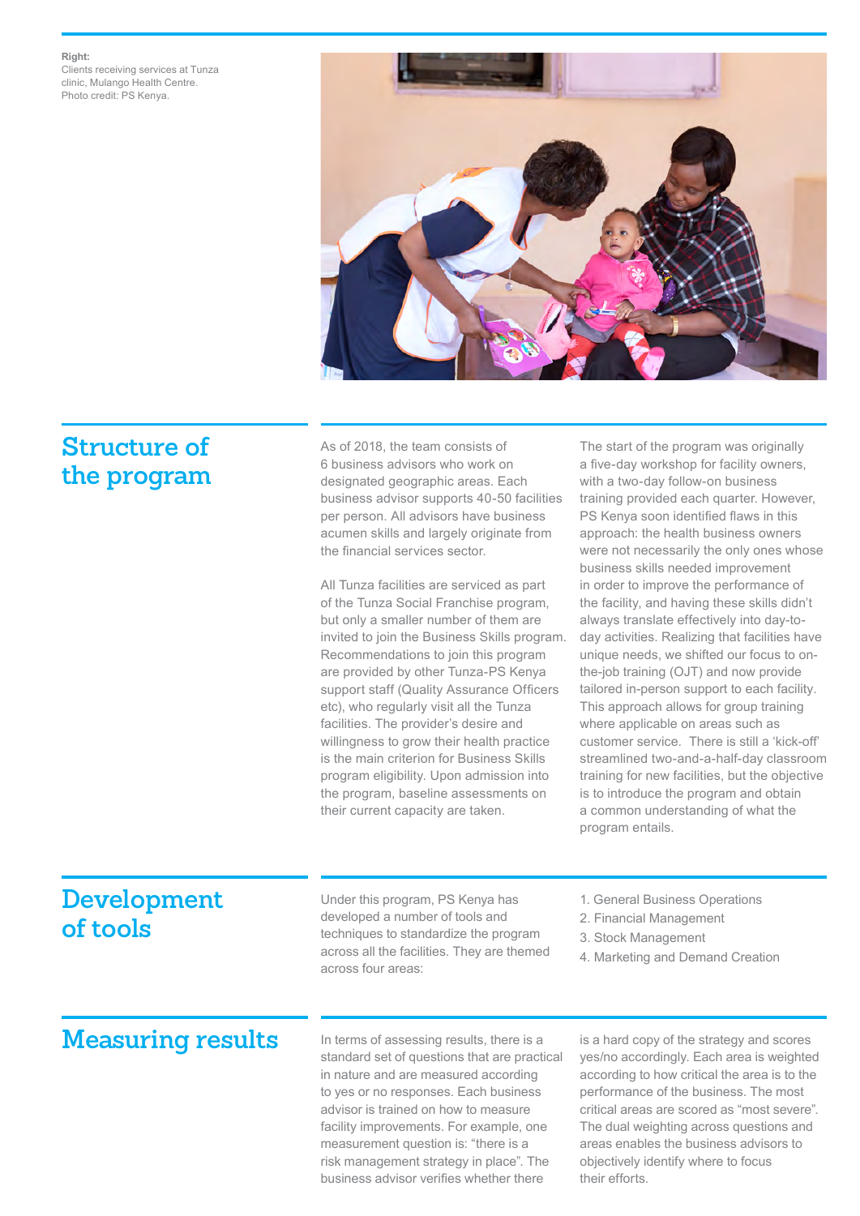**Right:**
Clients receiving services at Tunza clinic, Mulango Health Centre.
Photo credit: PS Kenya.

## Structure of the program

As of 2018, the team consists of 6 business advisors who work on designated geographic areas. Each business advisor supports 40-50 facilities per person. All advisors have business acumen skills and largely originate from the financial services sector.

All Tunza facilities are serviced as part of the Tunza Social Franchise program, but only a smaller number of them are invited to join the Business Skills program. Recommendations to join this program are provided by other Tunza-PS Kenya support staff (Quality Assurance Officers etc), who regularly visit all the Tunza facilities. The provider's desire and willingness to grow their health practice is the main criterion for Business Skills program eligibility. Upon admission into the program, baseline assessments on their current capacity are taken.

The start of the program was originally a five-day workshop for facility owners, with a two-day follow-on business training provided each quarter. However, PS Kenya soon identified flaws in this approach: the health business owners were not necessarily the only ones whose business skills needed improvement in order to improve the performance of the facility, and having these skills didn't always translate effectively into day-to-day activities. Realizing that facilities have unique needs, we shifted our focus to on-the-job training (OJT) and now provide tailored in-person support to each facility. This approach allows for group training where applicable on areas such as customer service. There is still a 'kick-off' streamlined two-and-a-half-day classroom training for new facilities, but the objective is to introduce the program and obtain a common understanding of what the program entails.

## Development of tools

Under this program, PS Kenya has developed a number of tools and techniques to standardize the program across all the facilities. They are themed across four areas:

1. General Business Operations
2. Financial Management
3. Stock Management
4. Marketing and Demand Creation

## Measuring results

In terms of assessing results, there is a standard set of questions that are practical in nature and are measured according to yes or no responses. Each business advisor is trained on how to measure facility improvements. For example, one measurement question is: "there is a risk management strategy in place". The business advisor verifies whether there is a hard copy of the strategy and scores yes/no accordingly. Each area is weighted according to how critical the area is to the performance of the business. The most critical areas are scored as "most severe". The dual weighting across questions and areas enables the business advisors to objectively identify where to focus their efforts.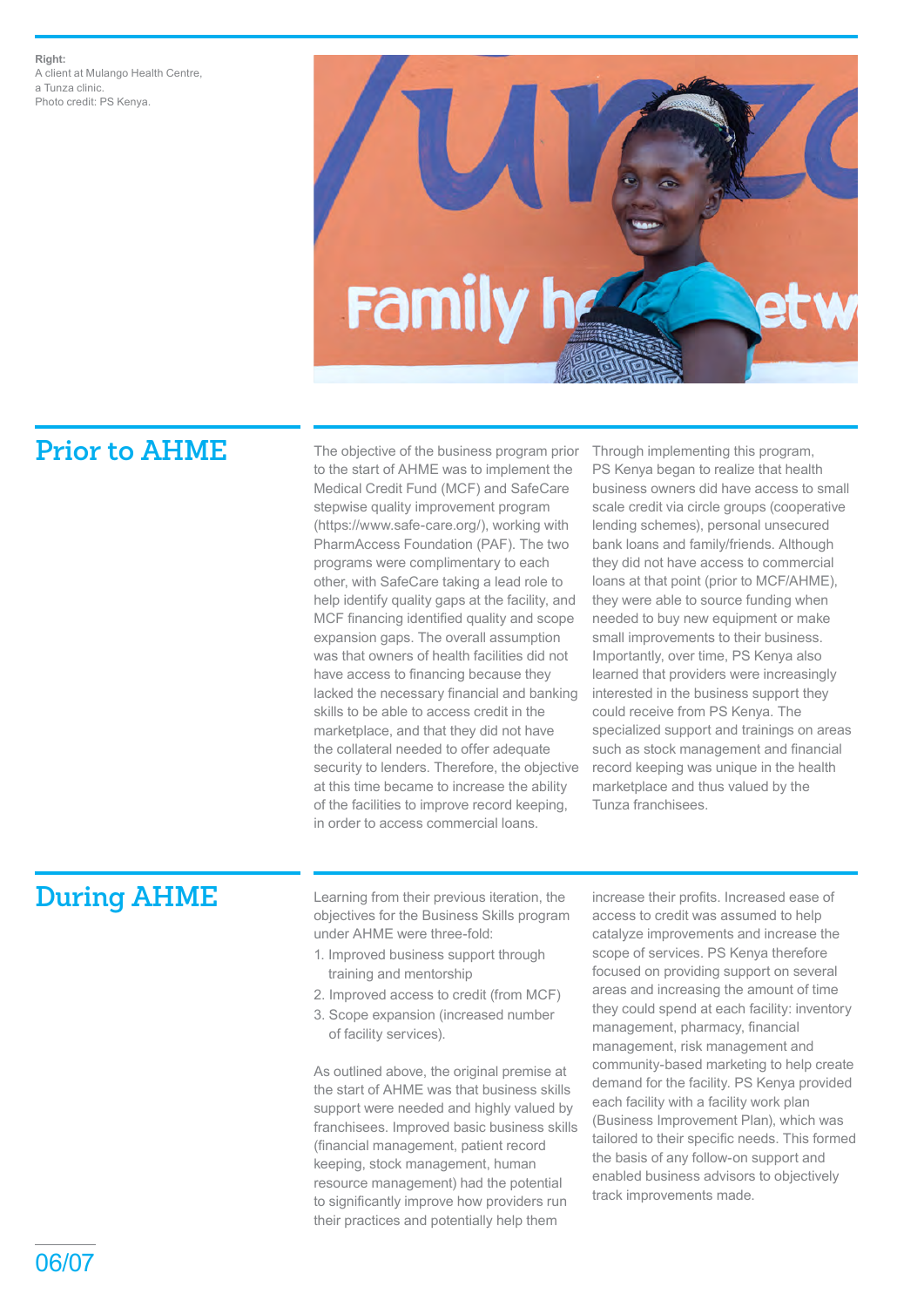**Right:**
A client at Mulango Health Centre, a Tunza clinic.
Photo credit: PS Kenya.

## Prior to AHME

The objective of the business program prior to the start of AHME was to implement the Medical Credit Fund (MCF) and SafeCare stepwise quality improvement program (https://www.safe-care.org/), working with PharmAccess Foundation (PAF). The two programs were complimentary to each other, with SafeCare taking a lead role to help identify quality gaps at the facility, and MCF financing identified quality and scope expansion gaps. The overall assumption was that owners of health facilities did not have access to financing because they lacked the necessary financial and banking skills to be able to access credit in the marketplace, and that they did not have the collateral needed to offer adequate security to lenders. Therefore, the objective at this time became to increase the ability of the facilities to improve record keeping, in order to access commercial loans.

Through implementing this program, PS Kenya began to realize that health business owners did have access to small scale credit via circle groups (cooperative lending schemes), personal unsecured bank loans and family/friends. Although they did not have access to commercial loans at that point (prior to MCF/AHME), they were able to source funding when needed to buy new equipment or make small improvements to their business. Importantly, over time, PS Kenya also learned that providers were increasingly interested in the business support they could receive from PS Kenya. The specialized support and trainings on areas such as stock management and financial record keeping was unique in the health marketplace and thus valued by the Tunza franchisees.

## During AHME

Learning from their previous iteration, the objectives for the Business Skills program under AHME were three-fold:

1. Improved business support through training and mentorship
2. Improved access to credit (from MCF)
3. Scope expansion (increased number of facility services).

As outlined above, the original premise at the start of AHME was that business skills support were needed and highly valued by franchisees. Improved basic business skills (financial management, patient record keeping, stock management, human resource management) had the potential to significantly improve how providers run their practices and potentially help them increase their profits. Increased ease of access to credit was assumed to help catalyze improvements and increase the scope of services. PS Kenya therefore focused on providing support on several areas and increasing the amount of time they could spend at each facility: inventory management, pharmacy, financial management, risk management and community-based marketing to help create demand for the facility. PS Kenya provided each facility with a facility work plan (Business Improvement Plan), which was tailored to their specific needs. This formed the basis of any follow-on support and enabled business advisors to objectively track improvements made.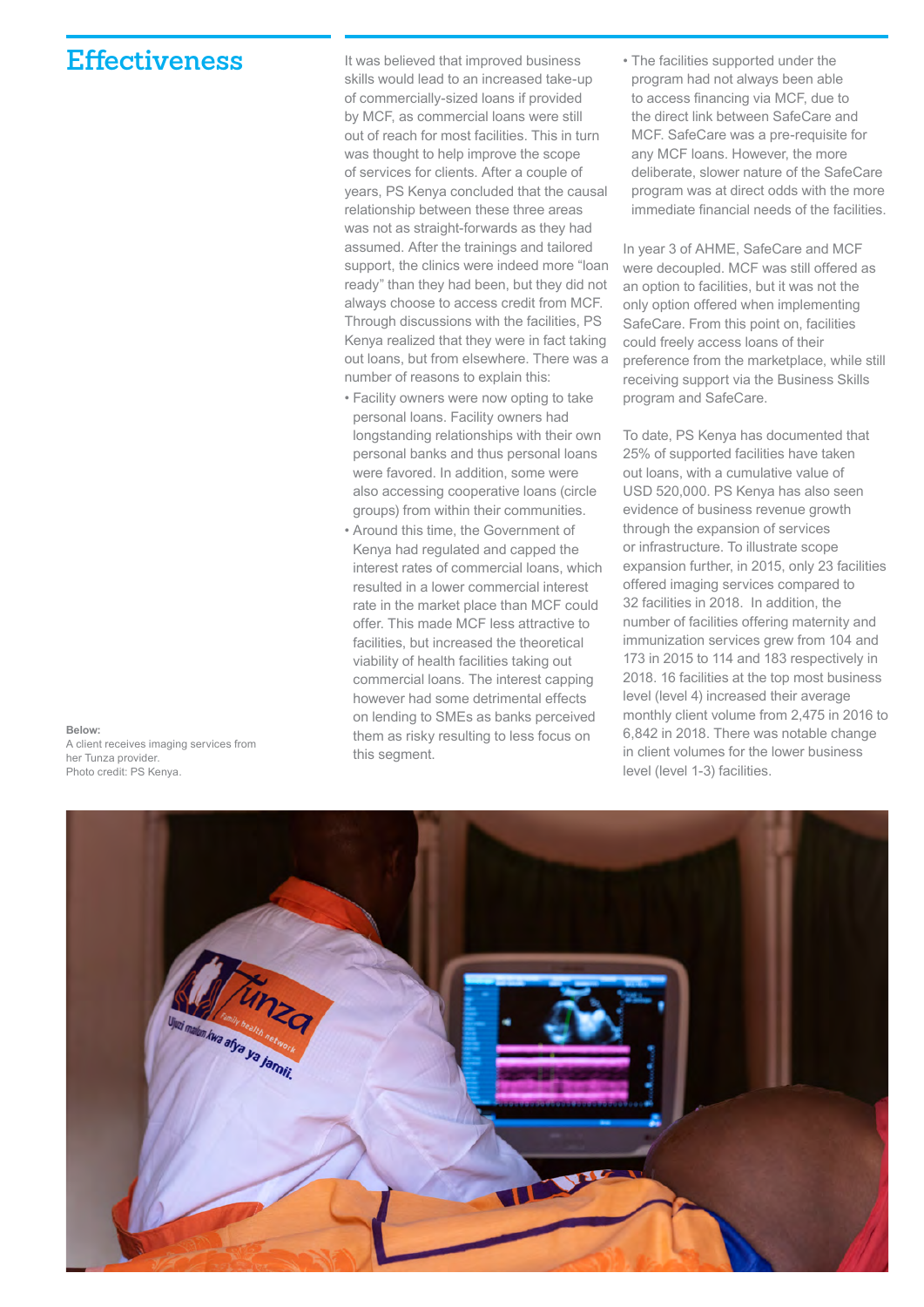# Effectiveness

It was believed that improved business skills would lead to an increased take-up of commercially-sized loans if provided by MCF, as commercial loans were still out of reach for most facilities. This in turn was thought to help improve the scope of services for clients. After a couple of years, PS Kenya concluded that the causal relationship between these three areas was not as straight-forwards as they had assumed. After the trainings and tailored support, the clinics were indeed more "loan ready" than they had been, but they did not always choose to access credit from MCF. Through discussions with the facilities, PS Kenya realized that they were in fact taking out loans, but from elsewhere. There was a number of reasons to explain this:

- Facility owners were now opting to take personal loans. Facility owners had longstanding relationships with their own personal banks and thus personal loans were favored. In addition, some were also accessing cooperative loans (circle groups) from within their communities.
- Around this time, the Government of Kenya had regulated and capped the interest rates of commercial loans, which resulted in a lower commercial interest rate in the market place than MCF could offer. This made MCF less attractive to facilities, but increased the theoretical viability of health facilities taking out commercial loans. The interest capping however had some detrimental effects on lending to SMEs as banks perceived them as risky resulting to less focus on this segment.
- The facilities supported under the program had not always been able to access financing via MCF, due to the direct link between SafeCare and MCF. SafeCare was a pre-requisite for any MCF loans. However, the more deliberate, slower nature of the SafeCare program was at direct odds with the more immediate financial needs of the facilities.

In year 3 of AHME, SafeCare and MCF were decoupled. MCF was still offered as an option to facilities, but it was not the only option offered when implementing SafeCare. From this point on, facilities could freely access loans of their preference from the marketplace, while still receiving support via the Business Skills program and SafeCare.

To date, PS Kenya has documented that 25% of supported facilities have taken out loans, with a cumulative value of USD 520,000. PS Kenya has also seen evidence of business revenue growth through the expansion of services or infrastructure. To illustrate scope expansion further, in 2015, only 23 facilities offered imaging services compared to 32 facilities in 2018. In addition, the number of facilities offering maternity and immunization services grew from 104 and 173 in 2015 to 114 and 183 respectively in 2018. 16 facilities at the top most business level (level 4) increased their average monthly client volume from 2,475 in 2016 to 6,842 in 2018. There was notable change in client volumes for the lower business level (level 1-3) facilities.

**Below:**
A client receives imaging services from her Tunza provider.
Photo credit: PS Kenya.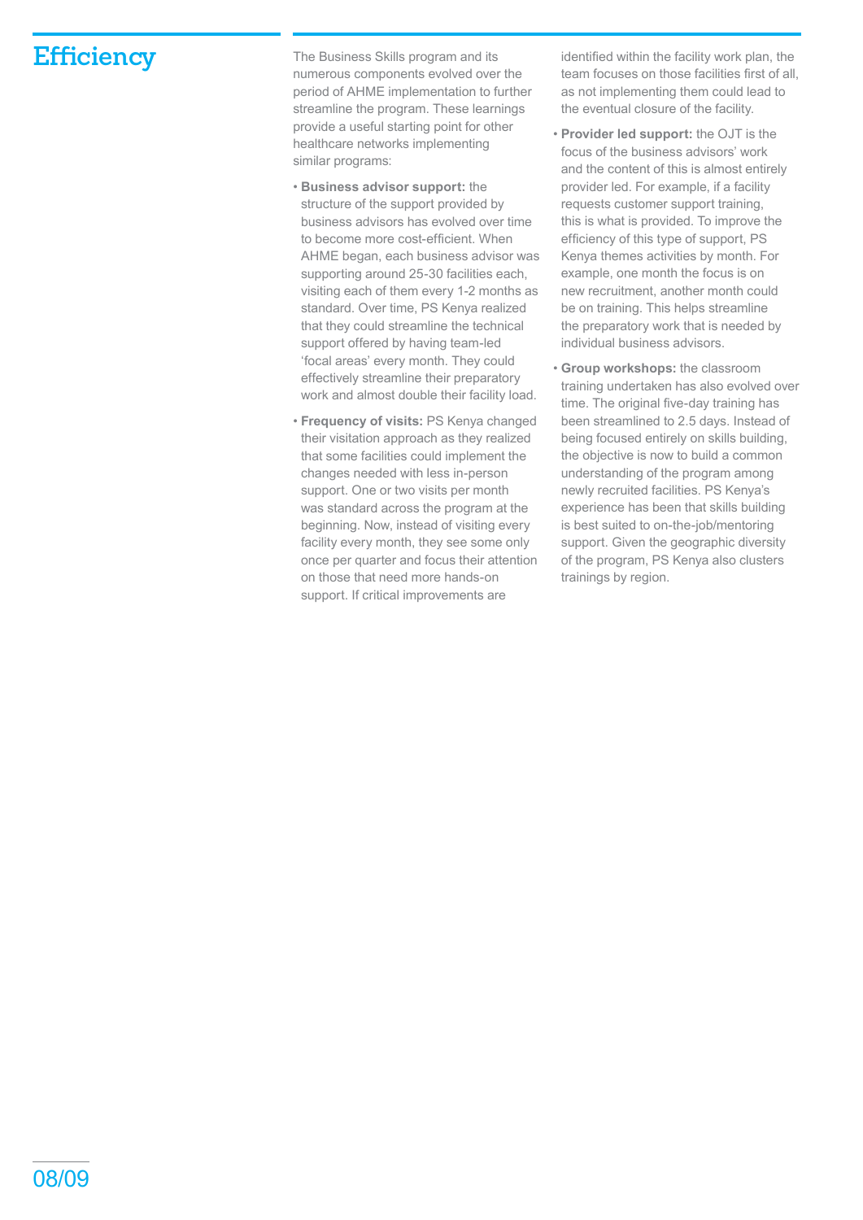# Efficiency

The Business Skills program and its numerous components evolved over the period of AHME implementation to further streamline the program. These learnings provide a useful starting point for other healthcare networks implementing similar programs:

- **Business advisor support:** the structure of the support provided by business advisors has evolved over time to become more cost-efficient. When AHME began, each business advisor was supporting around 25-30 facilities each, visiting each of them every 1-2 months as standard. Over time, PS Kenya realized that they could streamline the technical support offered by having team-led 'focal areas' every month. They could effectively streamline their preparatory work and almost double their facility load.
- **Frequency of visits:** PS Kenya changed their visitation approach as they realized that some facilities could implement the changes needed with less in-person support. One or two visits per month was standard across the program at the beginning. Now, instead of visiting every facility every month, they see some only once per quarter and focus their attention on those that need more hands-on support. If critical improvements are identified within the facility work plan, the team focuses on those facilities first of all, as not implementing them could lead to the eventual closure of the facility.
- **Provider led support:** the OJT is the focus of the business advisors' work and the content of this is almost entirely provider led. For example, if a facility requests customer support training, this is what is provided. To improve the efficiency of this type of support, PS Kenya themes activities by month. For example, one month the focus is on new recruitment, another month could be on training. This helps streamline the preparatory work that is needed by individual business advisors.
- **Group workshops:** the classroom training undertaken has also evolved over time. The original five-day training has been streamlined to 2.5 days. Instead of being focused entirely on skills building, the objective is now to build a common understanding of the program among newly recruited facilities. PS Kenya's experience has been that skills building is best suited to on-the-job/mentoring support. Given the geographic diversity of the program, PS Kenya also clusters trainings by region.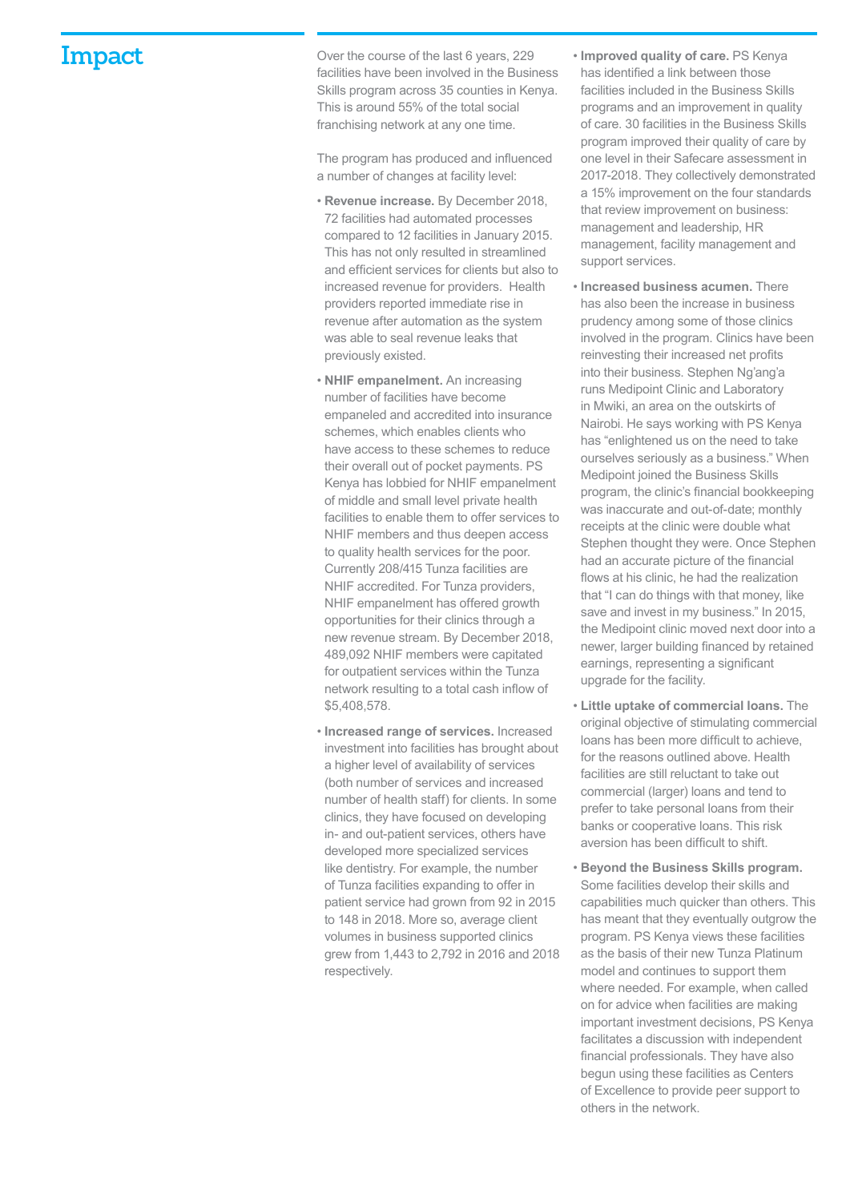# Impact

Over the course of the last 6 years, 229 facilities have been involved in the Business Skills program across 35 counties in Kenya. This is around 55% of the total social franchising network at any one time.

The program has produced and influenced a number of changes at facility level:

- **Revenue increase.** By December 2018, 72 facilities had automated processes compared to 12 facilities in January 2015. This has not only resulted in streamlined and efficient services for clients but also to increased revenue for providers. Health providers reported immediate rise in revenue after automation as the system was able to seal revenue leaks that previously existed.
- **NHIF empanelment.** An increasing number of facilities have become empaneled and accredited into insurance schemes, which enables clients who have access to these schemes to reduce their overall out of pocket payments. PS Kenya has lobbied for NHIF empanelment of middle and small level private health facilities to enable them to offer services to NHIF members and thus deepen access to quality health services for the poor. Currently 208/415 Tunza facilities are NHIF accredited. For Tunza providers, NHIF empanelment has offered growth opportunities for their clinics through a new revenue stream. By December 2018, 489,092 NHIF members were capitated for outpatient services within the Tunza network resulting to a total cash inflow of $5,408,578.
- **Increased range of services.** Increased investment into facilities has brought about a higher level of availability of services (both number of services and increased number of health staff) for clients. In some clinics, they have focused on developing in- and out-patient services, others have developed more specialized services like dentistry. For example, the number of Tunza facilities expanding to offer in patient service had grown from 92 in 2015 to 148 in 2018. More so, average client volumes in business supported clinics grew from 1,443 to 2,792 in 2016 and 2018 respectively.
- **Improved quality of care.** PS Kenya has identified a link between those facilities included in the Business Skills programs and an improvement in quality of care. 30 facilities in the Business Skills program improved their quality of care by one level in their Safecare assessment in 2017-2018. They collectively demonstrated a 15% improvement on the four standards that review improvement on business: management and leadership, HR management, facility management and support services.
- **Increased business acumen.** There has also been the increase in business prudency among some of those clinics involved in the program. Clinics have been reinvesting their increased net profits into their business. Stephen Ng'ang'a runs Medipoint Clinic and Laboratory in Mwiki, an area on the outskirts of Nairobi. He says working with PS Kenya has "enlightened us on the need to take ourselves seriously as a business." When Medipoint joined the Business Skills program, the clinic's financial bookkeeping was inaccurate and out-of-date; monthly receipts at the clinic were double what Stephen thought they were. Once Stephen had an accurate picture of the financial flows at his clinic, he had the realization that "I can do things with that money, like save and invest in my business." In 2015, the Medipoint clinic moved next door into a newer, larger building financed by retained earnings, representing a significant upgrade for the facility.
- **Little uptake of commercial loans.** The original objective of stimulating commercial loans has been more difficult to achieve, for the reasons outlined above. Health facilities are still reluctant to take out commercial (larger) loans and tend to prefer to take personal loans from their banks or cooperative loans. This risk aversion has been difficult to shift.
- **Beyond the Business Skills program.** Some facilities develop their skills and capabilities much quicker than others. This has meant that they eventually outgrow the program. PS Kenya views these facilities as the basis of their new Tunza Platinum model and continues to support them where needed. For example, when called on for advice when facilities are making important investment decisions, PS Kenya facilitates a discussion with independent financial professionals. They have also begun using these facilities as Centers of Excellence to provide peer support to others in the network.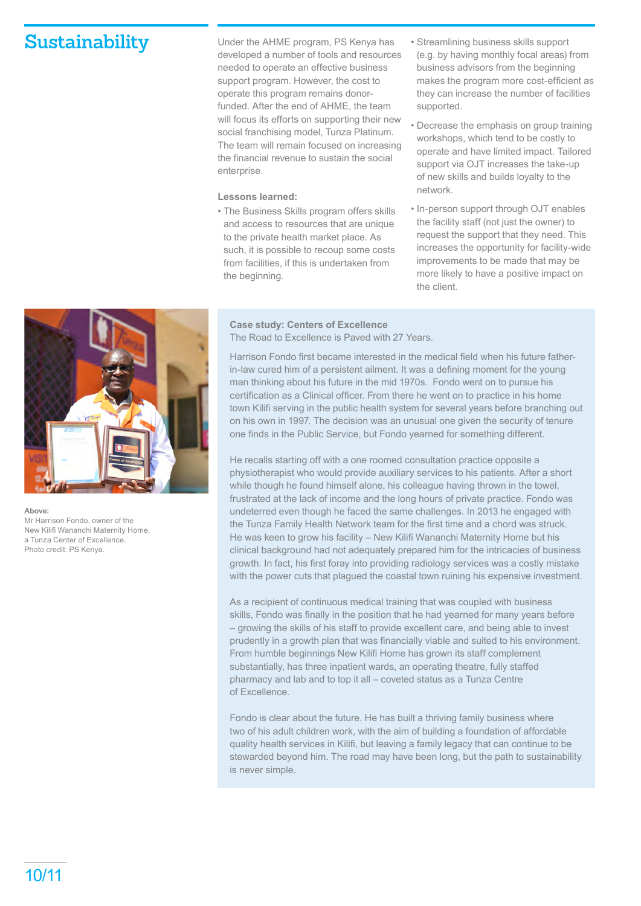# Sustainability

Under the AHME program, PS Kenya has developed a number of tools and resources needed to operate an effective business support program. However, the cost to operate this program remains donor-funded. After the end of AHME, the team will focus its efforts on supporting their new social franchising model, Tunza Platinum. The team will remain focused on increasing the financial revenue to sustain the social enterprise.

**Lessons learned:**

- The Business Skills program offers skills and access to resources that are unique to the private health market place. As such, it is possible to recoup some costs from facilities, if this is undertaken from the beginning.
- Streamlining business skills support (e.g. by having monthly focal areas) from business advisors from the beginning makes the program more cost-efficient as they can increase the number of facilities supported.
- Decrease the emphasis on group training workshops, which tend to be costly to operate and have limited impact. Tailored support via OJT increases the take-up of new skills and builds loyalty to the network.
- In-person support through OJT enables the facility staff (not just the owner) to request the support that they need. This increases the opportunity for facility-wide improvements to be made that may be more likely to have a positive impact on the client.

**Above:**
Mr Harrison Fondo, owner of the New Kilifi Wananchi Maternity Home, a Tunza Center of Excellence.
Photo credit: PS Kenya.

**Case study: Centers of Excellence**
The Road to Excellence is Paved with 27 Years.

Harrison Fondo first became interested in the medical field when his future father-in-law cured him of a persistent ailment. It was a defining moment for the young man thinking about his future in the mid 1970s. Fondo went on to pursue his certification as a Clinical officer. From there he went on to practice in his home town Kilifi serving in the public health system for several years before branching out on his own in 1997. The decision was an unusual one given the security of tenure one finds in the Public Service, but Fondo yearned for something different.

He recalls starting off with a one roomed consultation practice opposite a physiotherapist who would provide auxiliary services to his patients. After a short while though he found himself alone, his colleague having thrown in the towel, frustrated at the lack of income and the long hours of private practice. Fondo was undeterred even though he faced the same challenges. In 2013 he engaged with the Tunza Family Health Network team for the first time and a chord was struck. He was keen to grow his facility – New Kilifi Wananchi Maternity Home but his clinical background had not adequately prepared him for the intricacies of business growth. In fact, his first foray into providing radiology services was a costly mistake with the power cuts that plagued the coastal town ruining his expensive investment.

As a recipient of continuous medical training that was coupled with business skills, Fondo was finally in the position that he had yearned for many years before – growing the skills of his staff to provide excellent care, and being able to invest prudently in a growth plan that was financially viable and suited to his environment. From humble beginnings New Kilifi Home has grown its staff complement substantially, has three inpatient wards, an operating theatre, fully staffed pharmacy and lab and to top it all – coveted status as a Tunza Centre of Excellence.

Fondo is clear about the future. He has built a thriving family business where two of his adult children work, with the aim of building a foundation of affordable quality health services in Kilifi, but leaving a family legacy that can continue to be stewarded beyond him. The road may have been long, but the path to sustainability is never simple.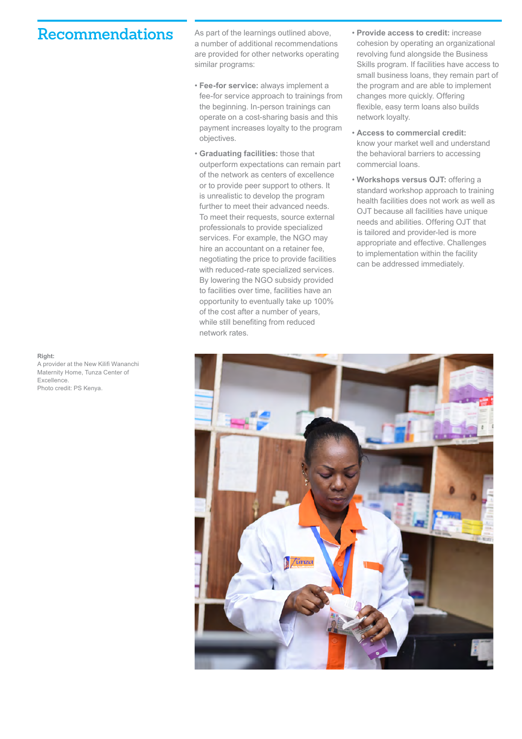# Recommendations

As part of the learnings outlined above, a number of additional recommendations are provided for other networks operating similar programs:

- **Fee-for service:** always implement a fee-for service approach to trainings from the beginning. In-person trainings can operate on a cost-sharing basis and this payment increases loyalty to the program objectives.
- **Graduating facilities:** those that outperform expectations can remain part of the network as centers of excellence or to provide peer support to others. It is unrealistic to develop the program further to meet their advanced needs. To meet their requests, source external professionals to provide specialized services. For example, the NGO may hire an accountant on a retainer fee, negotiating the price to provide facilities with reduced-rate specialized services. By lowering the NGO subsidy provided to facilities over time, facilities have an opportunity to eventually take up 100% of the cost after a number of years, while still benefiting from reduced network rates.
- **Provide access to credit:** increase cohesion by operating an organizational revolving fund alongside the Business Skills program. If facilities have access to small business loans, they remain part of the program and are able to implement changes more quickly. Offering flexible, easy term loans also builds network loyalty.
- **Access to commercial credit:** know your market well and understand the behavioral barriers to accessing commercial loans.
- **Workshops versus OJT:** offering a standard workshop approach to training health facilities does not work as well as OJT because all facilities have unique needs and abilities. Offering OJT that is tailored and provider-led is more appropriate and effective. Challenges to implementation within the facility can be addressed immediately.

**Right:**
A provider at the New Kilifi Wananchi Maternity Home, Tunza Center of Excellence.
Photo credit: PS Kenya.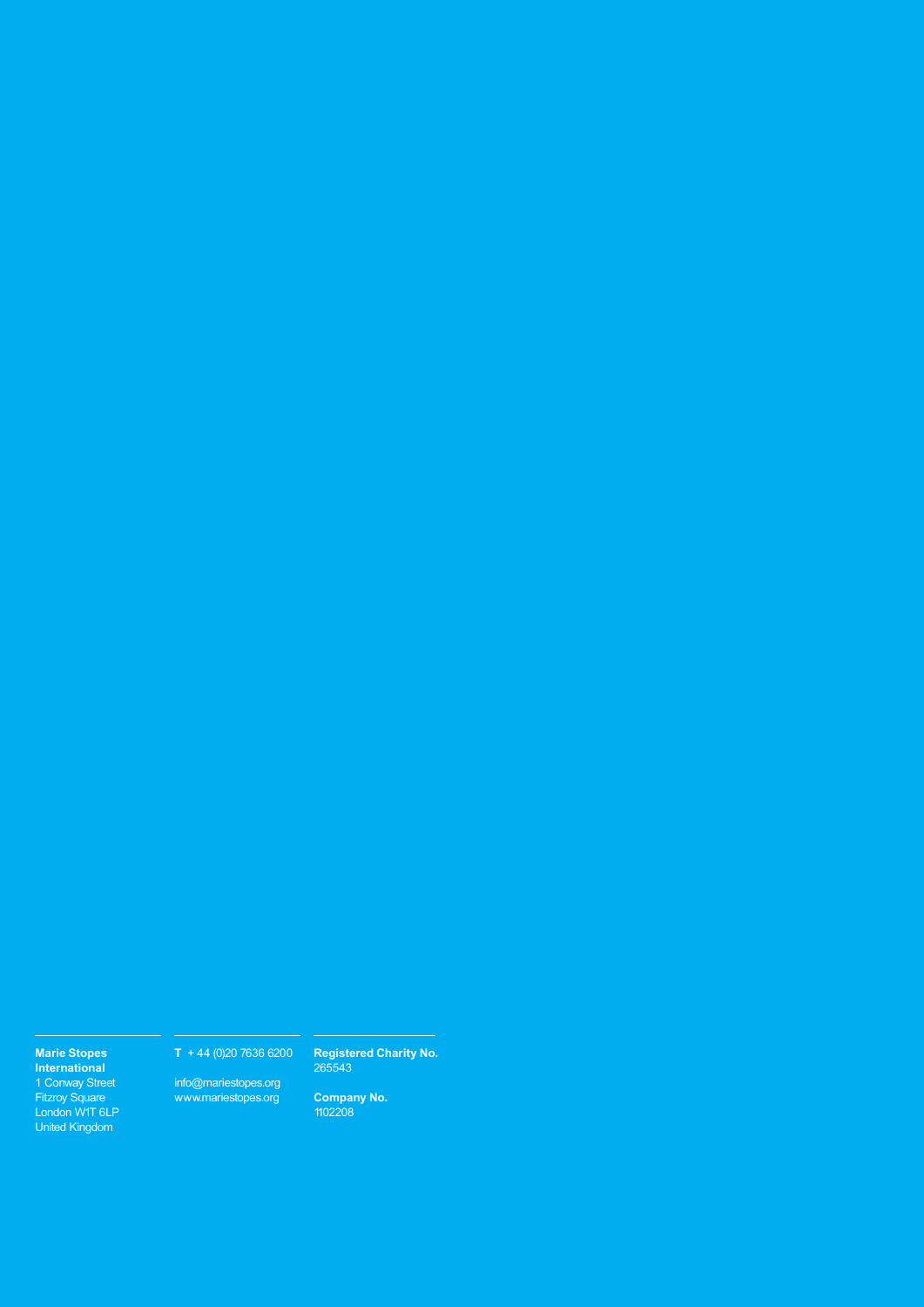**Marie Stopes International**
1 Conway Street
Fitzroy Square
London W1T 6LP
United Kingdom

**T** + 44 (0)20 7636 6200

info@mariestopes.org
www.mariestopes.org

**Registered Charity No.**
265543

**Company No.**
1102208